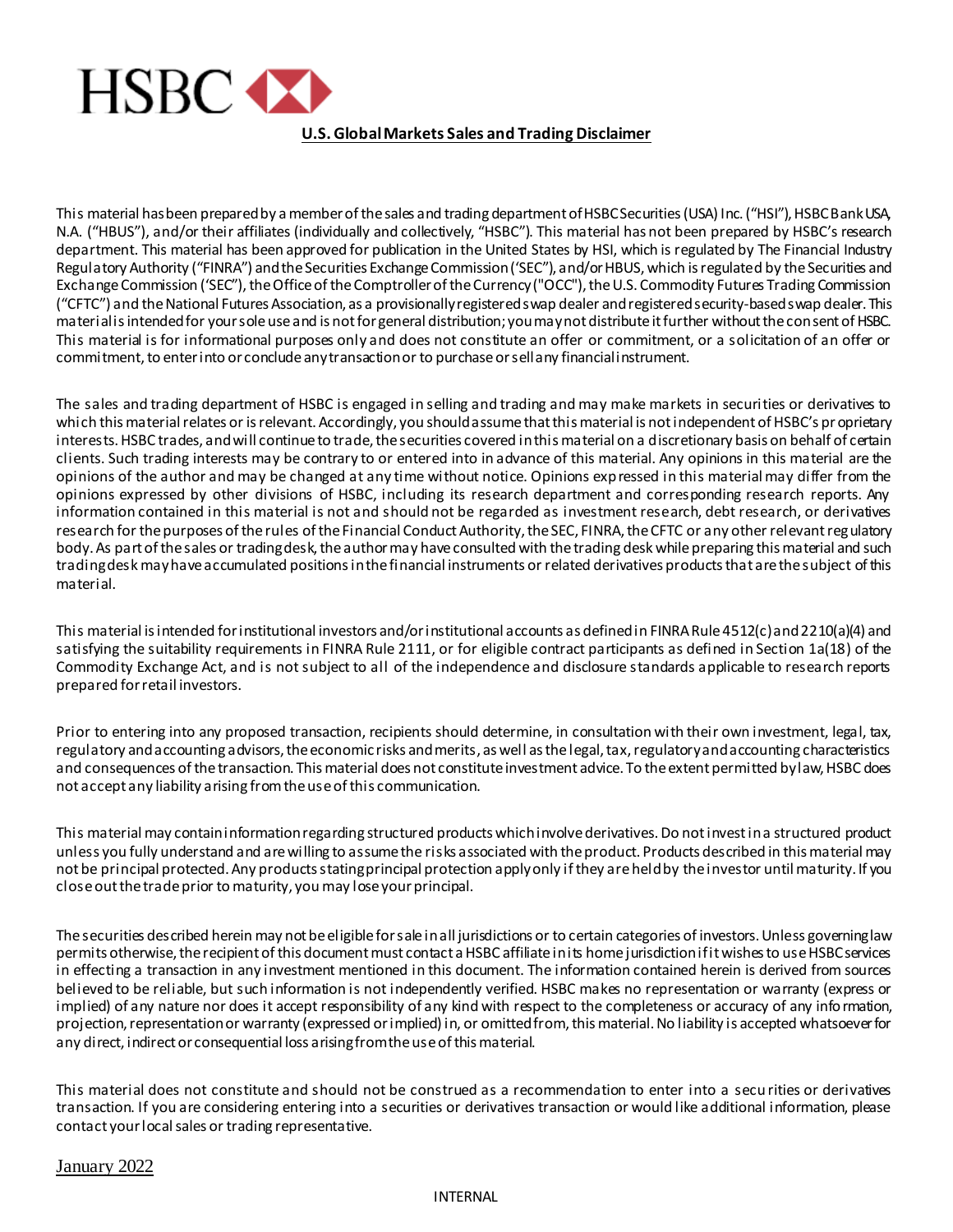HSBC

**U.S. Global Markets Sales and Trading Disclaimer**

This material has been prepared by a member of the sales and trading department of HSBC Securities (USA) Inc. ("HSI"), HSBC Bank USA, N.A. ("HBUS"), and/or their affiliates (individually and collectively, "HSBC"). This material has not been prepared by HSBC's research department. This material has been approved for publication in the United States by HSI, which is regulated by The Financial Industry Regulatory Authority ("FINRA") and the Securities Exchange Commission ('SEC"), and/or HBUS, which is regulated by the Securities and Exchange Commission ('SEC"), the Office of the Comptroller of the Currency ("OCC"), the U.S. Commodity Futures Trading Commission ("CFTC") and the National Futures Association, as a provisionally registered swap dealer and registered security-based swap dealer. This material is intended for your sole use and is not for general distribution; you may not distribute it further without the consent of HSBC. This material is for informational purposes only and does not constitute an offer or commitment, or a solicitation of an offer or commitment, to enter into or conclude any transaction or to purchase or sell any financial instrument.

The sales and trading department of HSBC is engaged in selling and trading and may make markets in securities or derivatives to which this material relates or is relevant. Accordingly, you should assume that this material is not independent of HSBC's proprietary interests. HSBC trades, and will continue to trade, the securities covered in this material on a discretionary basis on behalf of certain clients. Such trading interests may be contrary to or entered into in advance of this material. Any opinions in this material are the opinions of the author and may be changed at any time without notice. Opinions expressed in this material may differ from the opinions expressed by other divisions of HSBC, including its research department and corresponding research reports. Any information contained in this material is not and should not be regarded as investment research, debt research, or derivatives research for the purposes of the rules of the Financial Conduct Authority, the SEC, FINRA, the CFTC or any other relevant regulatory body. As part of the sales or trading desk, the author may have consulted with the trading desk while preparing this material and such trading desk may have accumulated positions in the financial instruments or related derivatives products that are the subject of this material.

This material is intended for institutional investors and/or institutional accounts as defined in FINRA Rule 4512(c) and 2210(a)(4) and satisfying the suitability requirements in FINRA Rule 2111, or for eligible contract participants as defined in Section 1a(18) of the Commodity Exchange Act, and is not subject to all of the independence and disclosure standards applicable to research reports prepared for retail investors.

Prior to entering into any proposed transaction, recipients should determine, in consultation with their own investment, legal, tax, regulatory and accounting advisors, the economic risks and merits, as well as the legal, tax, regulatory and accounting characteristics and consequences of the transaction. This material does not constitute investment advice. To the extent permitted by law, HSBC does not accept any liability arising from the use of this communication.

This material may contain information regarding structured products which involve derivatives. Do not invest in a structured product unless you fully understand and are willing to assume the risks associated with the product. Products described in this material may not be principal protected. Any products stating principal protection apply only if they are held by the investor until maturity. If you close out the trade prior to maturity, you may lose your principal.

The securities described herein may not be eligible for sale in all jurisdictions or to certain categories of investors. Unless governing law permits otherwise, the recipient of this document must contact a HSBC affiliate in its home jurisdiction if it wishes to use HSBC services in effecting a transaction in any investment mentioned in this document. The information contained herein is derived from sources believed to be reliable, but such information is not independently verified. HSBC makes no representation or warranty (express or implied) of any nature nor does it accept responsibility of any kind with respect to the completeness or accuracy of any information, projection, representation or warranty (expressed or implied) in, or omitted from, this material. No liability is accepted whatsoever for any direct, indirect or consequential loss arising from the use of this material.

This material does not constitute and should not be construed as a recommendation to enter into a securities or derivatives transaction. If you are considering entering into a securities or derivatives transaction or would like additional information, please contact your local sales or trading representative.

January 2022

INTERNAL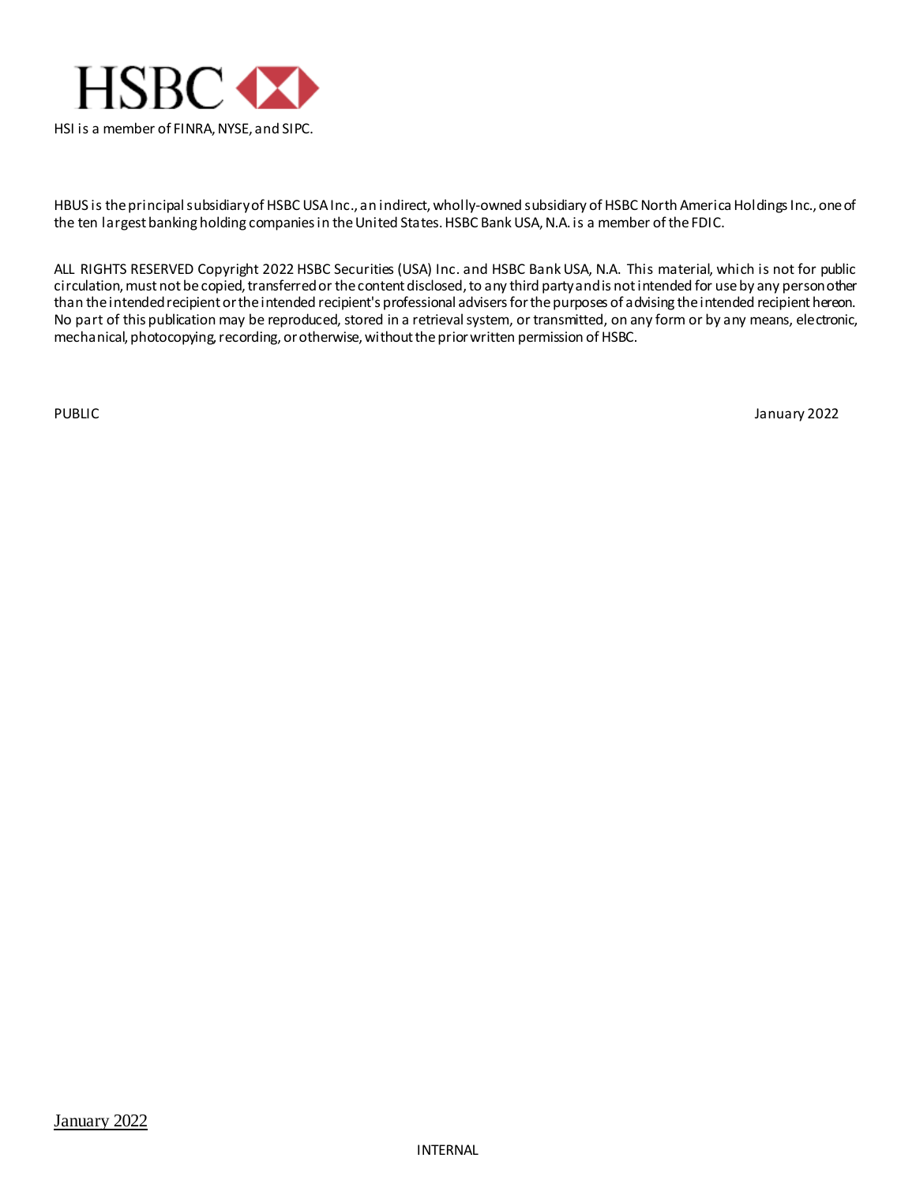HSBC

HSI is a member of FINRA, NYSE, and SIPC.

HBUS is the principal subsidiary of HSBC USA Inc., an indirect, wholly-owned subsidiary of HSBC North America Holdings Inc., one of the ten largest banking holding companies in the United States. HSBC Bank USA, N.A. is a member of the FDIC.

ALL RIGHTS RESERVED Copyright 2022 HSBC Securities (USA) Inc. and HSBC Bank USA, N.A. This material, which is not for public circulation, must not be copied, transferred or the content disclosed, to any third party and is not intended for use by any person other than the intended recipient or the intended recipient's professional advisers for the purposes of advising the intended recipient hereon. No part of this publication may be reproduced, stored in a retrieval system, or transmitted, on any form or by any means, electronic, mechanical, photocopying, recording, or otherwise, without the prior written permission of HSBC.

PUBLIC January 2022